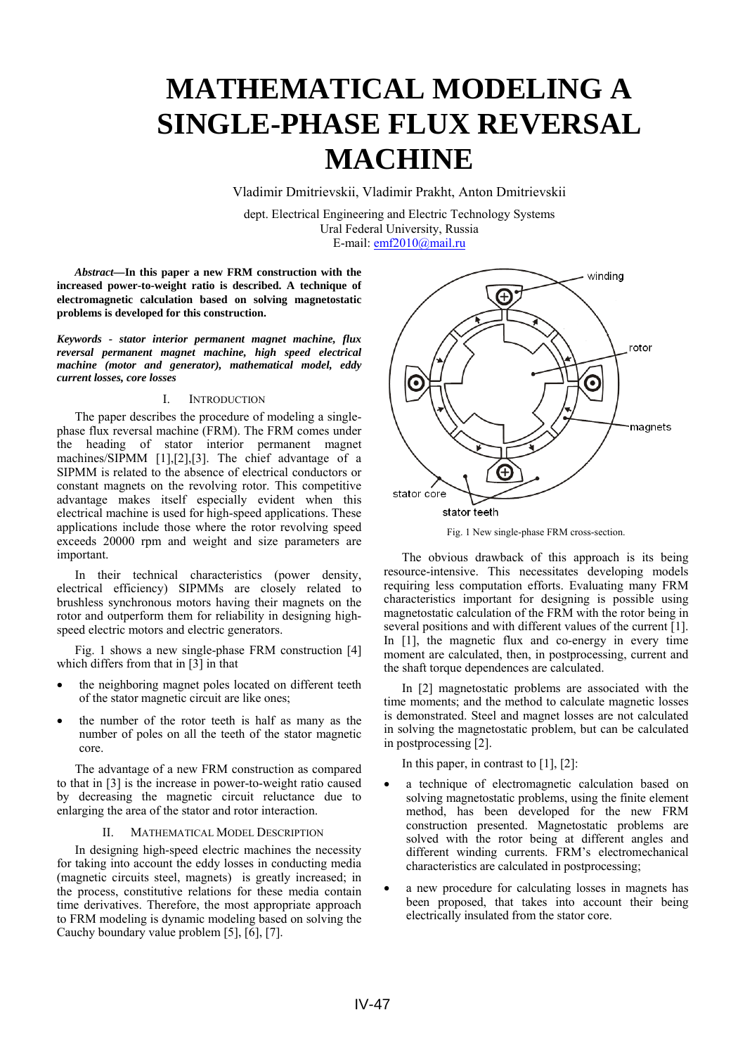# MATHEMATICAL MODELING A SINGLE-PHASE FLUX REVERSAL MACHINE

Vladimir Dmitrievskii, Vladimir Prakht, Anton Dmitrievskii

dept. Electrical Engineering and Electric Technology Systems
Ural Federal University, Russia
E-mail: emf2010@mail.ru

***Abstract*—In this paper a new FRM construction with the increased power-to-weight ratio is described. A technique of electromagnetic calculation based on solving magnetostatic problems is developed for this construction.**

***Keywords - stator interior permanent magnet machine, flux reversal permanent magnet machine, high speed electrical machine (motor and generator), mathematical model, eddy current losses, core losses***

## I. INTRODUCTION

The paper describes the procedure of modeling a single-phase flux reversal machine (FRM). The FRM comes under the heading of stator interior permanent magnet machines/SIPMM [1],[2],[3]. The chief advantage of a SIPMM is related to the absence of electrical conductors or constant magnets on the revolving rotor. This competitive advantage makes itself especially evident when this electrical machine is used for high-speed applications. These applications include those where the rotor revolving speed exceeds 20000 rpm and weight and size parameters are important.

In their technical characteristics (power density, electrical efficiency) SIPMMs are closely related to brushless synchronous motors having their magnets on the rotor and outperform them for reliability in designing high-speed electric motors and electric generators.

Fig. 1 shows a new single-phase FRM construction [4] which differs from that in [3] in that

- the neighboring magnet poles located on different teeth of the stator magnetic circuit are like ones;
- the number of the rotor teeth is half as many as the number of poles on all the teeth of the stator magnetic core.

The advantage of a new FRM construction as compared to that in [3] is the increase in power-to-weight ratio caused by decreasing the magnetic circuit reluctance due to enlarging the area of the stator and rotor interaction.

## II. MATHEMATICAL MODEL DESCRIPTION

In designing high-speed electric machines the necessity for taking into account the eddy losses in conducting media (magnetic circuits steel, magnets) is greatly increased; in the process, constitutive relations for these media contain time derivatives. Therefore, the most appropriate approach to FRM modeling is dynamic modeling based on solving the Cauchy boundary value problem [5], [6], [7].

Fig. 1 New single-phase FRM cross-section.

The obvious drawback of this approach is its being resource-intensive. This necessitates developing models requiring less computation efforts. Evaluating many FRM characteristics important for designing is possible using magnetostatic calculation of the FRM with the rotor being in several positions and with different values of the current [1]. In [1], the magnetic flux and co-energy in every time moment are calculated, then, in postprocessing, current and the shaft torque dependences are calculated.

In [2] magnetostatic problems are associated with the time moments; and the method to calculate magnetic losses is demonstrated. Steel and magnet losses are not calculated in solving the magnetostatic problem, but can be calculated in postprocessing [2].

In this paper, in contrast to [1], [2]:

- a technique of electromagnetic calculation based on solving magnetostatic problems, using the finite element method, has been developed for the new FRM construction presented. Magnetostatic problems are solved with the rotor being at different angles and different winding currents. FRM's electromechanical characteristics are calculated in postprocessing;
- a new procedure for calculating losses in magnets has been proposed, that takes into account their being electrically insulated from the stator core.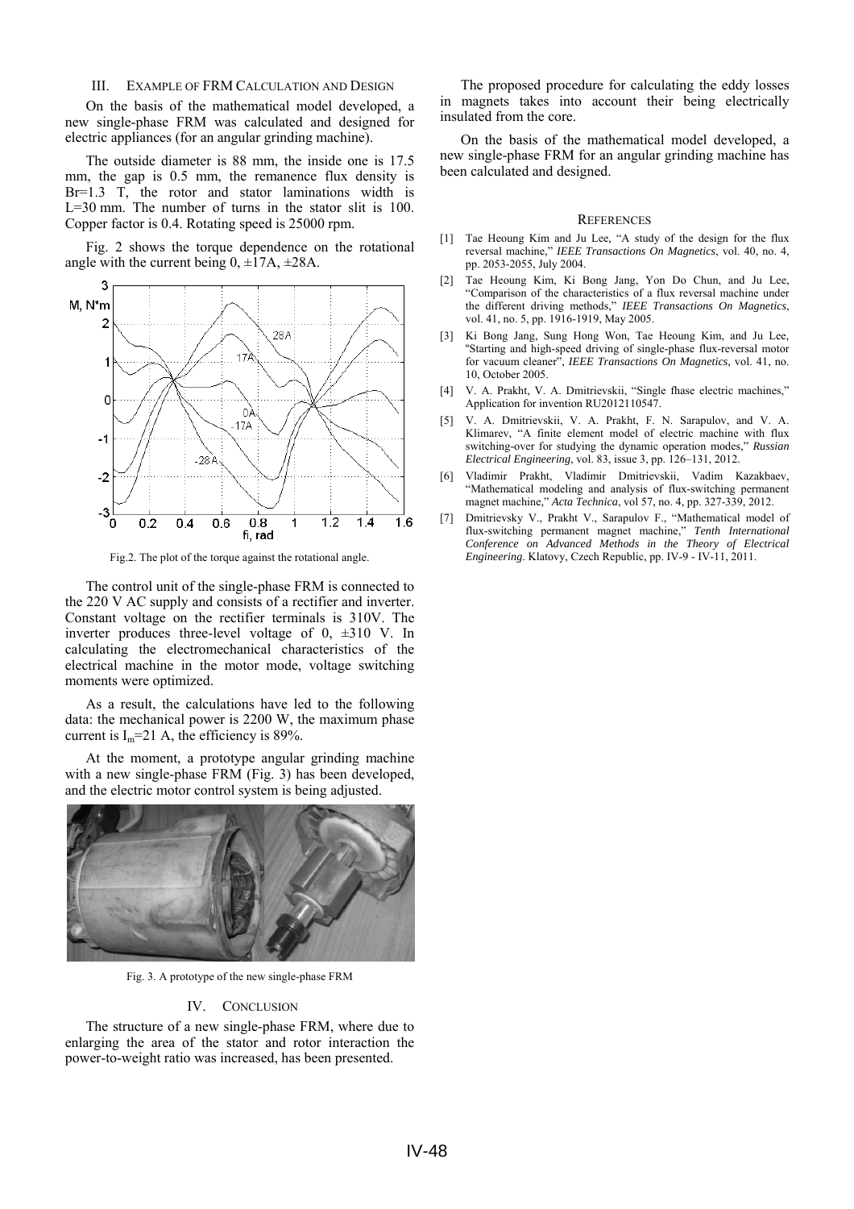## III. Example of FRM Calculation and Design

On the basis of the mathematical model developed, a new single-phase FRM was calculated and designed for electric appliances (for an angular grinding machine).

The outside diameter is 88 mm, the inside one is 17.5 mm, the gap is 0.5 mm, the remanence flux density is Br=1.3 T, the rotor and stator laminations width is L=30 mm. The number of turns in the stator slit is 100. Copper factor is 0.4. Rotating speed is 25000 rpm.

Fig. 2 shows the torque dependence on the rotational angle with the current being 0, ±17A, ±28A.

M, N*m
3
2
1
0
-1
-2
-3
0 0.2 0.4 0.6 0.8 1 1.2 1.4 1.6
fi, rad
28A
17A
0A
-17A
-28A

Fig.2. The plot of the torque against the rotational angle.

The control unit of the single-phase FRM is connected to the 220 V AC supply and consists of a rectifier and inverter. Constant voltage on the rectifier terminals is 310V. The inverter produces three-level voltage of 0, ±310 V. In calculating the electromechanical characteristics of the electrical machine in the motor mode, voltage switching moments were optimized.

As a result, the calculations have led to the following data: the mechanical power is 2200 W, the maximum phase current is $I_m$=21 A, the efficiency is 89%.

At the moment, a prototype angular grinding machine with a new single-phase FRM (Fig. 3) has been developed, and the electric motor control system is being adjusted.

Fig. 3. A prototype of the new single-phase FRM

## IV. Conclusion

The structure of a new single-phase FRM, where due to enlarging the area of the stator and rotor interaction the power-to-weight ratio was increased, has been presented.

The proposed procedure for calculating the eddy losses in magnets takes into account their being electrically insulated from the core.

On the basis of the mathematical model developed, a new single-phase FRM for an angular grinding machine has been calculated and designed.

## References

[1] Tae Heoung Kim and Ju Lee, "A study of the design for the flux reversal machine," *IEEE Transactions On Magnetics*, vol. 40, no. 4, pp. 2053-2055, July 2004.

[2] Tae Heoung Kim, Ki Bong Jang, Yon Do Chun, and Ju Lee, "Comparison of the characteristics of a flux reversal machine under the different driving methods," *IEEE Transactions On Magnetics*, vol. 41, no. 5, pp. 1916-1919, May 2005.

[3] Ki Bong Jang, Sung Hong Won, Tae Heoung Kim, and Ju Lee, "Starting and high-speed driving of single-phase flux-reversal motor for vacuum cleaner", *IEEE Transactions On Magnetics*, vol. 41, no. 10, October 2005.

[4] V. A. Prakht, V. A. Dmitrievskii, "Single fhase electric machines," Application for invention RU2012110547.

[5] V. A. Dmitrievskii, V. A. Prakht, F. N. Sarapulov, and V. A. Klimarev, "A finite element model of electric machine with flux switching-over for studying the dynamic operation modes," *Russian Electrical Engineering*, vol. 83, issue 3, pp. 126–131, 2012.

[6] Vladimir Prakht, Vladimir Dmitrievskii, Vadim Kazakbaev, "Mathematical modeling and analysis of flux-switching permanent magnet machine," *Acta Technica*, vol 57, no. 4, pp. 327-339, 2012.

[7] Dmitrievsky V., Prakht V., Sarapulov F., "Mathematical model of flux-switching permanent magnet machine," *Tenth International Conference on Advanced Methods in the Theory of Electrical Engineering*. Klatovy, Czech Republic, pp. IV-9 - IV-11, 2011.